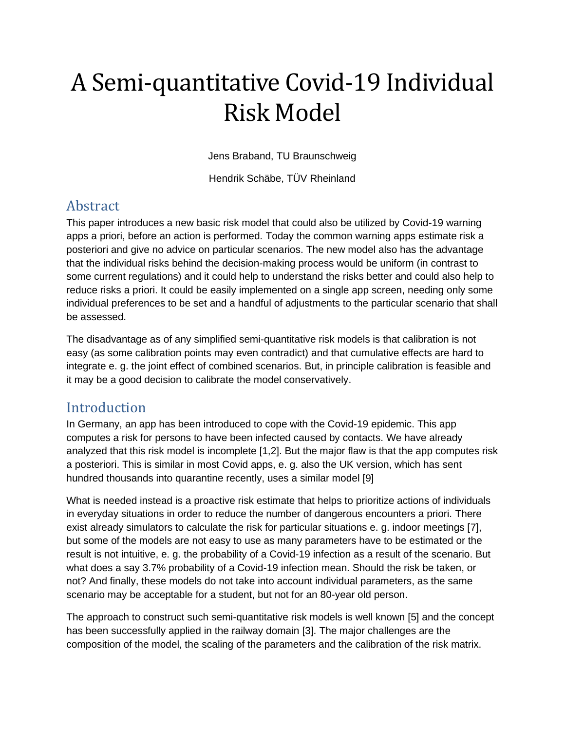# A Semi-quantitative Covid-19 Individual Risk Model

Jens Braband, TU Braunschweig

Hendrik Schäbe, TÜV Rheinland

## Abstract

This paper introduces a new basic risk model that could also be utilized by Covid-19 warning apps a priori, before an action is performed. Today the common warning apps estimate risk a posteriori and give no advice on particular scenarios. The new model also has the advantage that the individual risks behind the decision-making process would be uniform (in contrast to some current regulations) and it could help to understand the risks better and could also help to reduce risks a priori. It could be easily implemented on a single app screen, needing only some individual preferences to be set and a handful of adjustments to the particular scenario that shall be assessed.

The disadvantage as of any simplified semi-quantitative risk models is that calibration is not easy (as some calibration points may even contradict) and that cumulative effects are hard to integrate e. g. the joint effect of combined scenarios. But, in principle calibration is feasible and it may be a good decision to calibrate the model conservatively.

## Introduction

In Germany, an app has been introduced to cope with the Covid-19 epidemic. This app computes a risk for persons to have been infected caused by contacts. We have already analyzed that this risk model is incomplete [1,2]. But the major flaw is that the app computes risk a posteriori. This is similar in most Covid apps, e. g. also the UK version, which has sent hundred thousands into quarantine recently, uses a similar model [9]

What is needed instead is a proactive risk estimate that helps to prioritize actions of individuals in everyday situations in order to reduce the number of dangerous encounters a priori. There exist already simulators to calculate the risk for particular situations e. g. indoor meetings [7], but some of the models are not easy to use as many parameters have to be estimated or the result is not intuitive, e. g. the probability of a Covid-19 infection as a result of the scenario. But what does a say 3.7% probability of a Covid-19 infection mean. Should the risk be taken, or not? And finally, these models do not take into account individual parameters, as the same scenario may be acceptable for a student, but not for an 80-year old person.

The approach to construct such semi-quantitative risk models is well known [5] and the concept has been successfully applied in the railway domain [3]. The major challenges are the composition of the model, the scaling of the parameters and the calibration of the risk matrix.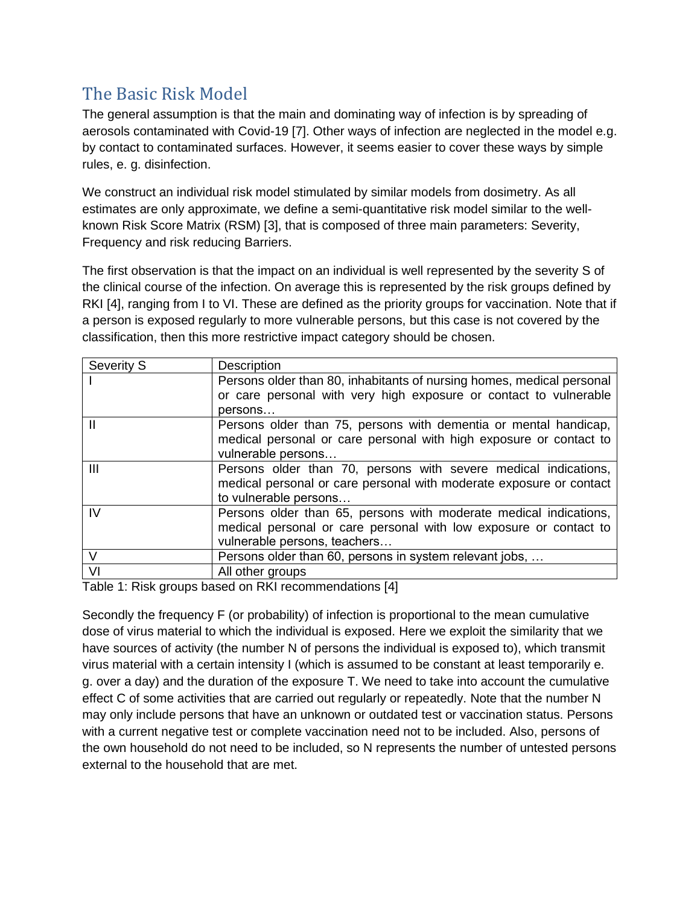## The Basic Risk Model

The general assumption is that the main and dominating way of infection is by spreading of aerosols contaminated with Covid-19 [7]. Other ways of infection are neglected in the model e.g. by contact to contaminated surfaces. However, it seems easier to cover these ways by simple rules, e. g. disinfection.

We construct an individual risk model stimulated by similar models from dosimetry. As all estimates are only approximate, we define a semi-quantitative risk model similar to the well-known Risk Score Matrix (RSM) [3], that is composed of three main parameters: Severity, Frequency and risk reducing Barriers.

The first observation is that the impact on an individual is well represented by the severity S of the clinical course of the infection. On average this is represented by the risk groups defined by RKI [4], ranging from I to VI. These are defined as the priority groups for vaccination. Note that if a person is exposed regularly to more vulnerable persons, but this case is not covered by the classification, then this more restrictive impact category should be chosen.

| Severity S | Description |
|---|---|
| I | Persons older than 80, inhabitants of nursing homes, medical personal or care personal with very high exposure or contact to vulnerable persons… |
| II | Persons older than 75, persons with dementia or mental handicap, medical personal or care personal with high exposure or contact to vulnerable persons… |
| III | Persons older than 70, persons with severe medical indications, medical personal or care personal with moderate exposure or contact to vulnerable persons… |
| IV | Persons older than 65, persons with moderate medical indications, medical personal or care personal with low exposure or contact to vulnerable persons, teachers… |
| V | Persons older than 60, persons in system relevant jobs, … |
| VI | All other groups |

Table 1: Risk groups based on RKI recommendations [4]

Secondly the frequency F (or probability) of infection is proportional to the mean cumulative dose of virus material to which the individual is exposed. Here we exploit the similarity that we have sources of activity (the number N of persons the individual is exposed to), which transmit virus material with a certain intensity I (which is assumed to be constant at least temporarily e. g. over a day) and the duration of the exposure T. We need to take into account the cumulative effect C of some activities that are carried out regularly or repeatedly. Note that the number N may only include persons that have an unknown or outdated test or vaccination status. Persons with a current negative test or complete vaccination need not to be included. Also, persons of the own household do not need to be included, so N represents the number of untested persons external to the household that are met.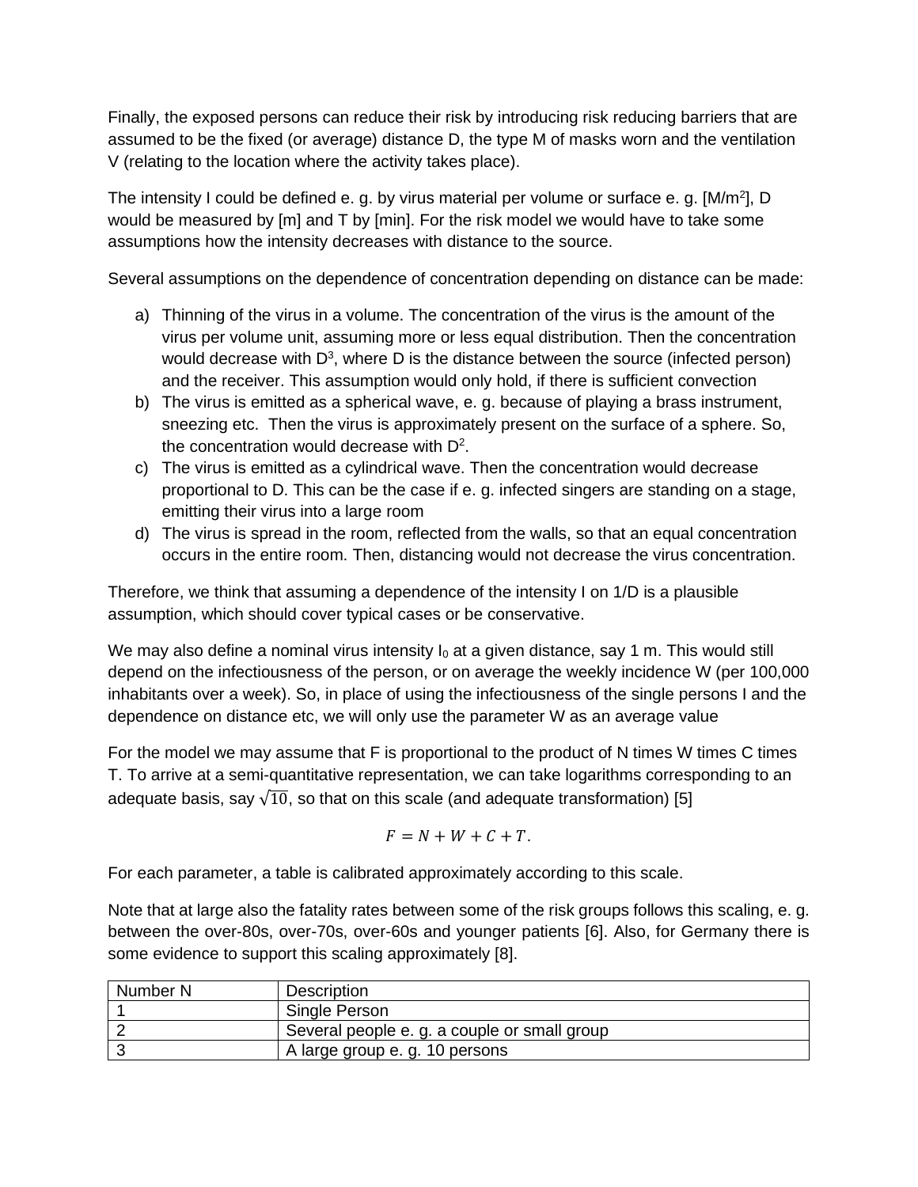Finally, the exposed persons can reduce their risk by introducing risk reducing barriers that are assumed to be the fixed (or average) distance D, the type M of masks worn and the ventilation V (relating to the location where the activity takes place).

The intensity I could be defined e. g. by virus material per volume or surface e. g. [$M/m^2$], D would be measured by [m] and T by [min]. For the risk model we would have to take some assumptions how the intensity decreases with distance to the source.

Several assumptions on the dependence of concentration depending on distance can be made:

a) Thinning of the virus in a volume. The concentration of the virus is the amount of the virus per volume unit, assuming more or less equal distribution. Then the concentration would decrease with $D^3$, where D is the distance between the source (infected person) and the receiver. This assumption would only hold, if there is sufficient convection
b) The virus is emitted as a spherical wave, e. g. because of playing a brass instrument, sneezing etc. Then the virus is approximately present on the surface of a sphere. So, the concentration would decrease with $D^2$.
c) The virus is emitted as a cylindrical wave. Then the concentration would decrease proportional to D. This can be the case if e. g. infected singers are standing on a stage, emitting their virus into a large room
d) The virus is spread in the room, reflected from the walls, so that an equal concentration occurs in the entire room. Then, distancing would not decrease the virus concentration.

Therefore, we think that assuming a dependence of the intensity I on 1/D is a plausible assumption, which should cover typical cases or be conservative.

We may also define a nominal virus intensity $I_0$ at a given distance, say 1 m. This would still depend on the infectiousness of the person, or on average the weekly incidence W (per 100,000 inhabitants over a week). So, in place of using the infectiousness of the single persons I and the dependence on distance etc, we will only use the parameter W as an average value

For the model we may assume that F is proportional to the product of N times W times C times T. To arrive at a semi-quantitative representation, we can take logarithms corresponding to an adequate basis, say $\sqrt{10}$, so that on this scale (and adequate transformation) [5]

$$F = N + W + C + T.$$

For each parameter, a table is calibrated approximately according to this scale.

Note that at large also the fatality rates between some of the risk groups follows this scaling, e. g. between the over-80s, over-70s, over-60s and younger patients [6]. Also, for Germany there is some evidence to support this scaling approximately [8].

| Number N | Description |
|---|---|
| 1 | Single Person |
| 2 | Several people e. g. a couple or small group |
| 3 | A large group e. g. 10 persons |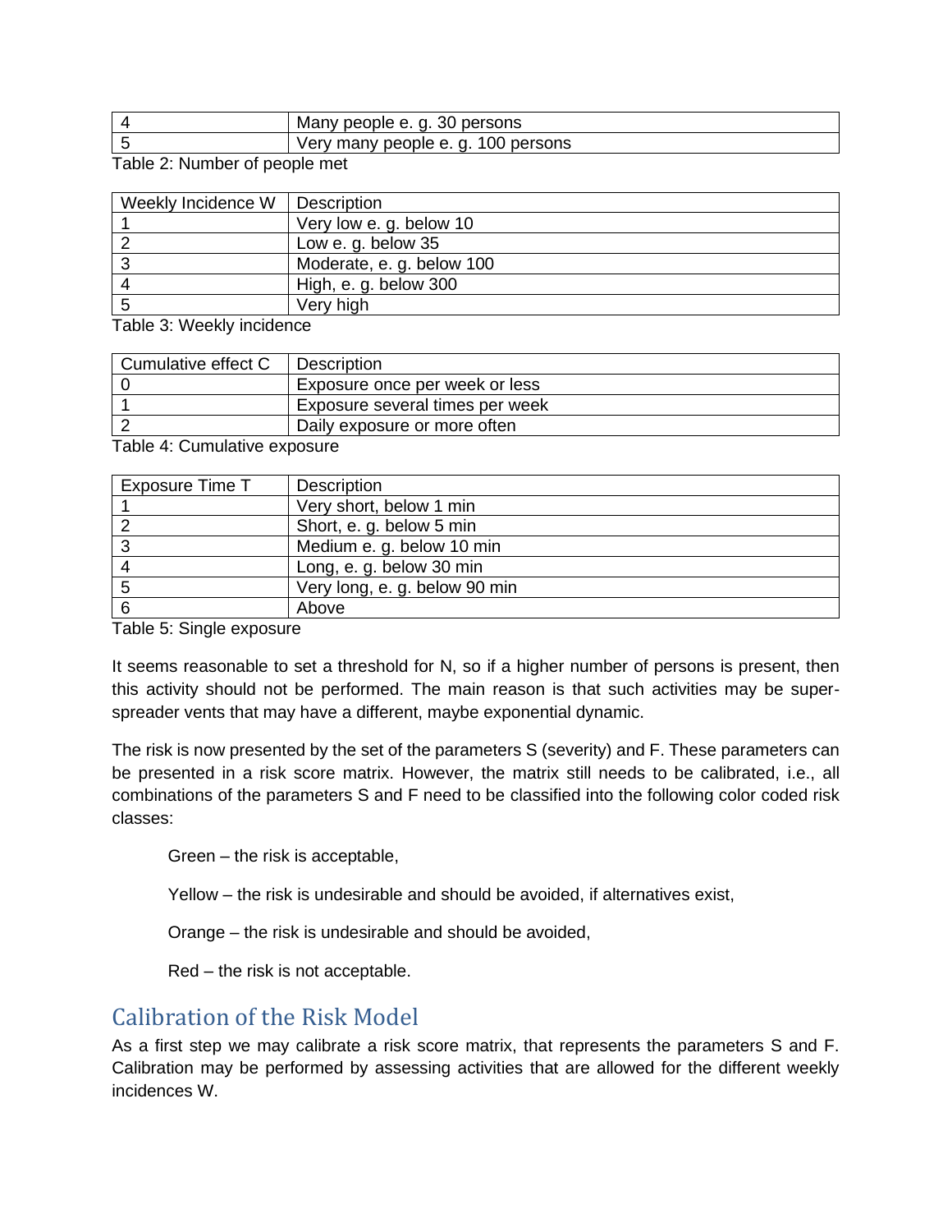| | |
|---|---|
| 4 | Many people e. g. 30 persons |
| 5 | Very many people e. g. 100 persons |

Table 2: Number of people met

| Weekly Incidence W | Description |
|---|---|
| 1 | Very low e. g. below 10 |
| 2 | Low e. g. below 35 |
| 3 | Moderate, e. g. below 100 |
| 4 | High, e. g. below 300 |
| 5 | Very high |

Table 3: Weekly incidence

| Cumulative effect C | Description |
|---|---|
| 0 | Exposure once per week or less |
| 1 | Exposure several times per week |
| 2 | Daily exposure or more often |

Table 4: Cumulative exposure

| Exposure Time T | Description |
|---|---|
| 1 | Very short, below 1 min |
| 2 | Short, e. g. below 5 min |
| 3 | Medium e. g. below 10 min |
| 4 | Long, e. g. below 30 min |
| 5 | Very long, e. g. below 90 min |
| 6 | Above |

Table 5: Single exposure

It seems reasonable to set a threshold for N, so if a higher number of persons is present, then this activity should not be performed. The main reason is that such activities may be super-spreader vents that may have a different, maybe exponential dynamic.

The risk is now presented by the set of the parameters S (severity) and F. These parameters can be presented in a risk score matrix. However, the matrix still needs to be calibrated, i.e., all combinations of the parameters S and F need to be classified into the following color coded risk classes:

Green – the risk is acceptable,

Yellow – the risk is undesirable and should be avoided, if alternatives exist,

Orange – the risk is undesirable and should be avoided,

Red – the risk is not acceptable.

## Calibration of the Risk Model

As a first step we may calibrate a risk score matrix, that represents the parameters S and F. Calibration may be performed by assessing activities that are allowed for the different weekly incidences W.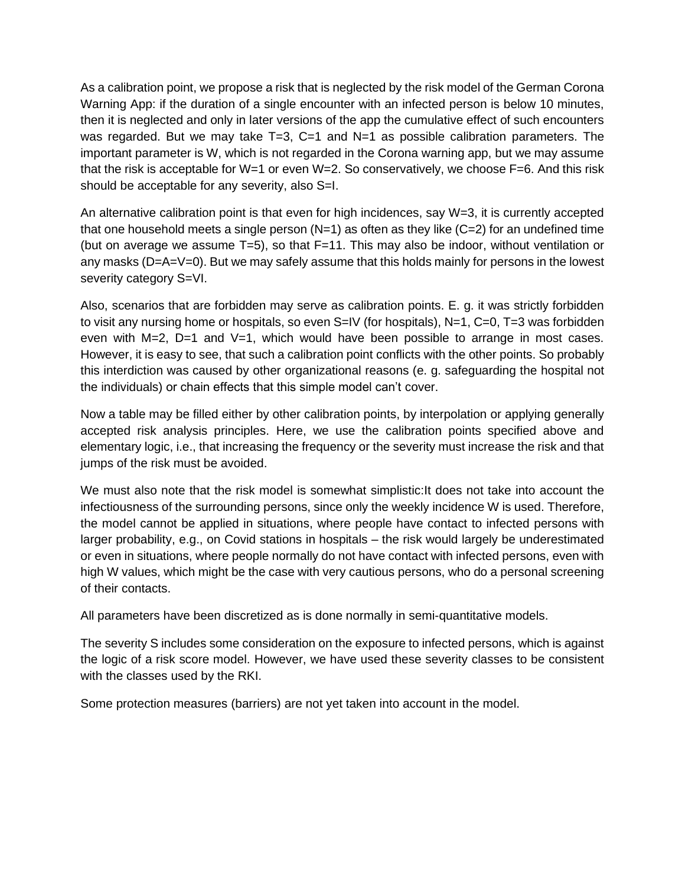As a calibration point, we propose a risk that is neglected by the risk model of the German Corona Warning App: if the duration of a single encounter with an infected person is below 10 minutes, then it is neglected and only in later versions of the app the cumulative effect of such encounters was regarded. But we may take T=3, C=1 and N=1 as possible calibration parameters. The important parameter is W, which is not regarded in the Corona warning app, but we may assume that the risk is acceptable for W=1 or even W=2. So conservatively, we choose F=6. And this risk should be acceptable for any severity, also S=I.

An alternative calibration point is that even for high incidences, say W=3, it is currently accepted that one household meets a single person (N=1) as often as they like (C=2) for an undefined time (but on average we assume T=5), so that F=11. This may also be indoor, without ventilation or any masks (D=A=V=0). But we may safely assume that this holds mainly for persons in the lowest severity category S=VI.

Also, scenarios that are forbidden may serve as calibration points. E. g. it was strictly forbidden to visit any nursing home or hospitals, so even S=IV (for hospitals), N=1, C=0, T=3 was forbidden even with M=2, D=1 and V=1, which would have been possible to arrange in most cases. However, it is easy to see, that such a calibration point conflicts with the other points. So probably this interdiction was caused by other organizational reasons (e. g. safeguarding the hospital not the individuals) or chain effects that this simple model can't cover.

Now a table may be filled either by other calibration points, by interpolation or applying generally accepted risk analysis principles. Here, we use the calibration points specified above and elementary logic, i.e., that increasing the frequency or the severity must increase the risk and that jumps of the risk must be avoided.

We must also note that the risk model is somewhat simplistic:It does not take into account the infectiousness of the surrounding persons, since only the weekly incidence W is used. Therefore, the model cannot be applied in situations, where people have contact to infected persons with larger probability, e.g., on Covid stations in hospitals – the risk would largely be underestimated or even in situations, where people normally do not have contact with infected persons, even with high W values, which might be the case with very cautious persons, who do a personal screening of their contacts.

All parameters have been discretized as is done normally in semi-quantitative models.

The severity S includes some consideration on the exposure to infected persons, which is against the logic of a risk score model. However, we have used these severity classes to be consistent with the classes used by the RKI.

Some protection measures (barriers) are not yet taken into account in the model.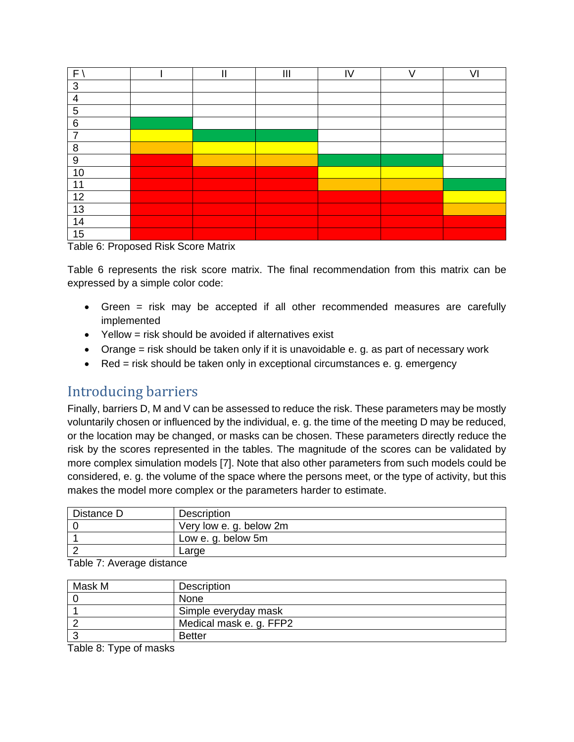| F \ | I | II | III | IV | V | VI |
|---|---|---|---|---|---|---|
| 3 | | | | | | |
| 4 | | | | | | |
| 5 | | | | | | |
| 6 | Green | | | | | |
| 7 | Yellow | Green | Green | | | |
| 8 | Orange | Yellow | Yellow | | | |
| 9 | Red | Orange | Orange | Green | Green | |
| 10 | Red | Red | Red | Yellow | Yellow | |
| 11 | Red | Red | Red | Orange | Orange | Green |
| 12 | Red | Red | Red | Red | Red | Yellow |
| 13 | Red | Red | Red | Red | Red | Orange |
| 14 | Red | Red | Red | Red | Red | Red |
| 15 | Red | Red | Red | Red | Red | Red |

Table 6: Proposed Risk Score Matrix

Table 6 represents the risk score matrix. The final recommendation from this matrix can be expressed by a simple color code:

- Green = risk may be accepted if all other recommended measures are carefully implemented
- Yellow = risk should be avoided if alternatives exist
- Orange = risk should be taken only if it is unavoidable e. g. as part of necessary work
- Red = risk should be taken only in exceptional circumstances e. g. emergency

## Introducing barriers

Finally, barriers D, M and V can be assessed to reduce the risk. These parameters may be mostly voluntarily chosen or influenced by the individual, e. g. the time of the meeting D may be reduced, or the location may be changed, or masks can be chosen. These parameters directly reduce the risk by the scores represented in the tables. The magnitude of the scores can be validated by more complex simulation models [7]. Note that also other parameters from such models could be considered, e. g. the volume of the space where the persons meet, or the type of activity, but this makes the model more complex or the parameters harder to estimate.

| Distance D | Description |
|---|---|
| 0 | Very low e. g. below 2m |
| 1 | Low e. g. below 5m |
| 2 | Large |

Table 7: Average distance

| Mask M | Description |
|---|---|
| 0 | None |
| 1 | Simple everyday mask |
| 2 | Medical mask e. g. FFP2 |
| 3 | Better |

Table 8: Type of masks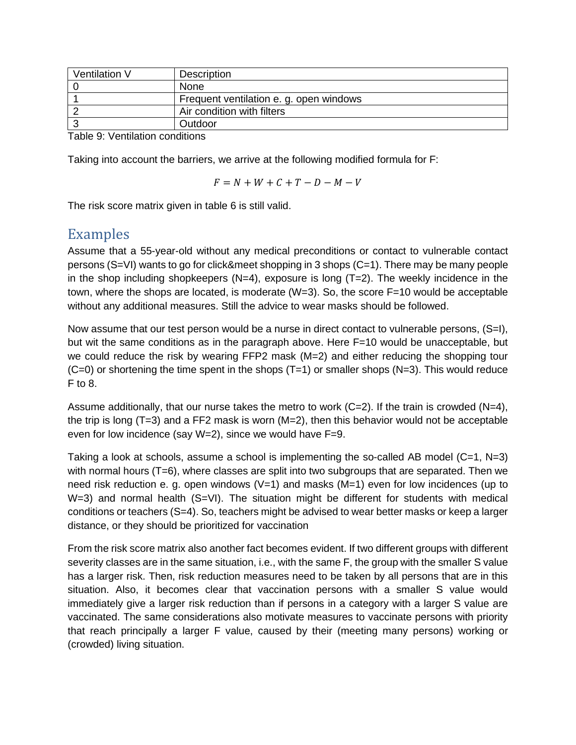| Ventilation V | Description |
|---|---|
| 0 | None |
| 1 | Frequent ventilation e. g. open windows |
| 2 | Air condition with filters |
| 3 | Outdoor |

Table 9: Ventilation conditions

Taking into account the barriers, we arrive at the following modified formula for F:

$$F = N + W + C + T - D - M - V$$

The risk score matrix given in table 6 is still valid.

## Examples

Assume that a 55-year-old without any medical preconditions or contact to vulnerable contact persons (S=VI) wants to go for click&meet shopping in 3 shops (C=1). There may be many people in the shop including shopkeepers (N=4), exposure is long (T=2). The weekly incidence in the town, where the shops are located, is moderate (W=3). So, the score F=10 would be acceptable without any additional measures. Still the advice to wear masks should be followed.

Now assume that our test person would be a nurse in direct contact to vulnerable persons, (S=I), but wit the same conditions as in the paragraph above. Here F=10 would be unacceptable, but we could reduce the risk by wearing FFP2 mask (M=2) and either reducing the shopping tour (C=0) or shortening the time spent in the shops (T=1) or smaller shops (N=3). This would reduce F to 8.

Assume additionally, that our nurse takes the metro to work (C=2). If the train is crowded (N=4), the trip is long (T=3) and a FF2 mask is worn (M=2), then this behavior would not be acceptable even for low incidence (say W=2), since we would have F=9.

Taking a look at schools, assume a school is implementing the so-called AB model (C=1, N=3) with normal hours (T=6), where classes are split into two subgroups that are separated. Then we need risk reduction e. g. open windows (V=1) and masks (M=1) even for low incidences (up to W=3) and normal health (S=VI). The situation might be different for students with medical conditions or teachers (S=4). So, teachers might be advised to wear better masks or keep a larger distance, or they should be prioritized for vaccination

From the risk score matrix also another fact becomes evident. If two different groups with different severity classes are in the same situation, i.e., with the same F, the group with the smaller S value has a larger risk. Then, risk reduction measures need to be taken by all persons that are in this situation. Also, it becomes clear that vaccination persons with a smaller S value would immediately give a larger risk reduction than if persons in a category with a larger S value are vaccinated. The same considerations also motivate measures to vaccinate persons with priority that reach principally a larger F value, caused by their (meeting many persons) working or (crowded) living situation.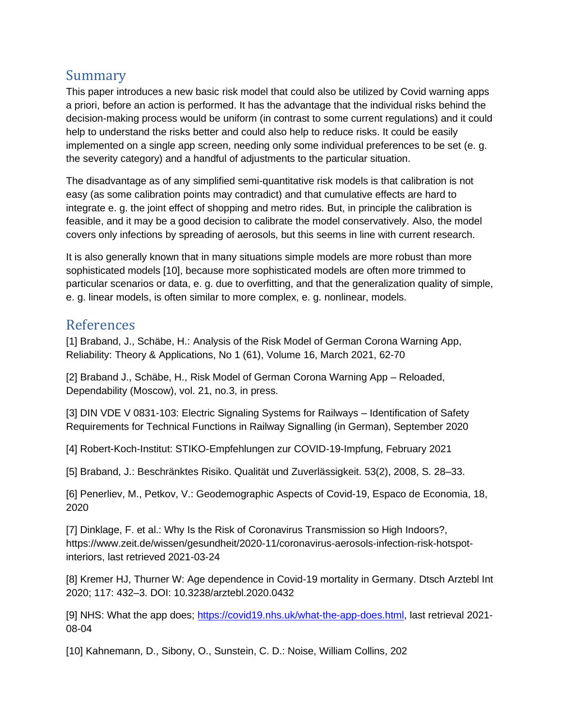## Summary

This paper introduces a new basic risk model that could also be utilized by Covid warning apps a priori, before an action is performed. It has the advantage that the individual risks behind the decision-making process would be uniform (in contrast to some current regulations) and it could help to understand the risks better and could also help to reduce risks. It could be easily implemented on a single app screen, needing only some individual preferences to be set (e. g. the severity category) and a handful of adjustments to the particular situation.

The disadvantage as of any simplified semi-quantitative risk models is that calibration is not easy (as some calibration points may contradict) and that cumulative effects are hard to integrate e. g. the joint effect of shopping and metro rides. But, in principle the calibration is feasible, and it may be a good decision to calibrate the model conservatively. Also, the model covers only infections by spreading of aerosols, but this seems in line with current research.

It is also generally known that in many situations simple models are more robust than more sophisticated models [10], because more sophisticated models are often more trimmed to particular scenarios or data, e. g. due to overfitting, and that the generalization quality of simple, e. g. linear models, is often similar to more complex, e. g. nonlinear, models.

## References

[1] Braband, J., Schäbe, H.: Analysis of the Risk Model of German Corona Warning App, Reliability: Theory & Applications, No 1 (61), Volume 16, March 2021, 62-70

[2] Braband J., Schäbe, H., Risk Model of German Corona Warning App – Reloaded, Dependability (Moscow), vol. 21, no.3, in press.

[3] DIN VDE V 0831-103: Electric Signaling Systems for Railways – Identification of Safety Requirements for Technical Functions in Railway Signalling (in German), September 2020

[4] Robert-Koch-Institut: STIKO-Empfehlungen zur COVID-19-Impfung, February 2021

[5] Braband, J.: Beschränktes Risiko. Qualität und Zuverlässigkeit. 53(2), 2008, S. 28–33.

[6] Penerliev, M., Petkov, V.: Geodemographic Aspects of Covid-19, Espaco de Economia, 18, 2020

[7] Dinklage, F. et al.: Why Is the Risk of Coronavirus Transmission so High Indoors?, https://www.zeit.de/wissen/gesundheit/2020-11/coronavirus-aerosols-infection-risk-hotspot-interiors, last retrieved 2021-03-24

[8] Kremer HJ, Thurner W: Age dependence in Covid-19 mortality in Germany. Dtsch Arztebl Int 2020; 117: 432–3. DOI: 10.3238/arztebl.2020.0432

[9] NHS: What the app does; https://covid19.nhs.uk/what-the-app-does.html, last retrieval 2021-08-04

[10] Kahnemann, D., Sibony, O., Sunstein, C. D.: Noise, William Collins, 202